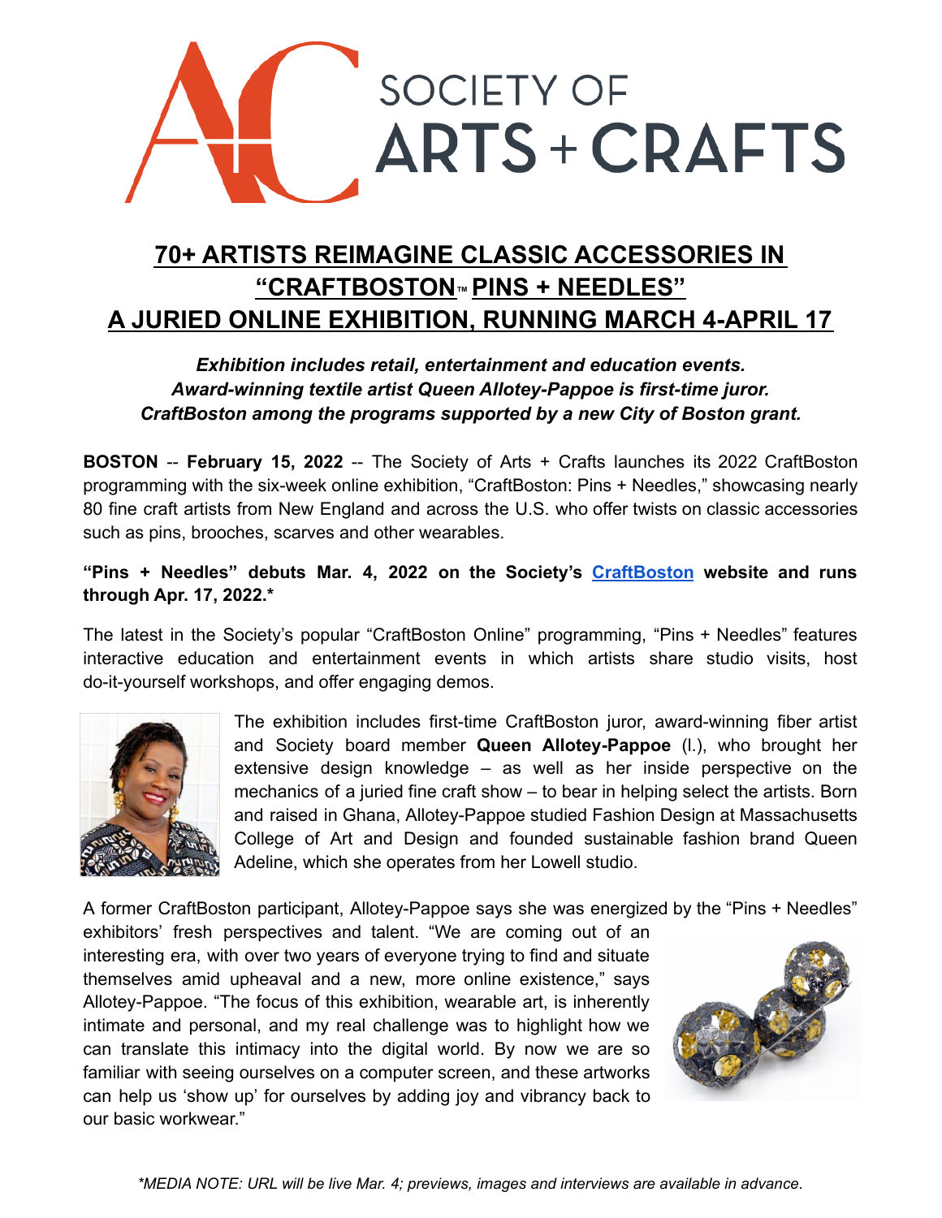# SOCIETY OF ARTS + CRAFTS

## 70+ ARTISTS REIMAGINE CLASSIC ACCESSORIES IN "CRAFTBOSTON™ PINS + NEEDLES" A JURIED ONLINE EXHIBITION, RUNNING MARCH 4-APRIL 17

***Exhibition includes retail, entertainment and education events.***
***Award-winning textile artist Queen Allotey-Pappoe is first-time juror.***
***CraftBoston among the programs supported by a new City of Boston grant.***

**BOSTON** -- **February 15, 2022** -- The Society of Arts + Crafts launches its 2022 CraftBoston programming with the six-week online exhibition, "CraftBoston: Pins + Needles," showcasing nearly 80 fine craft artists from New England and across the U.S. who offer twists on classic accessories such as pins, brooches, scarves and other wearables.

**"Pins + Needles" debuts Mar. 4, 2022 on the Society's [CraftBoston](CraftBoston) website and runs through Apr. 17, 2022.***

The latest in the Society's popular "CraftBoston Online" programming, "Pins + Needles" features interactive education and entertainment events in which artists share studio visits, host do-it-yourself workshops, and offer engaging demos.

The exhibition includes first-time CraftBoston juror, award-winning fiber artist and Society board member **Queen Allotey-Pappoe** (l.), who brought her extensive design knowledge – as well as her inside perspective on the mechanics of a juried fine craft show – to bear in helping select the artists. Born and raised in Ghana, Allotey-Pappoe studied Fashion Design at Massachusetts College of Art and Design and founded sustainable fashion brand Queen Adeline, which she operates from her Lowell studio.

A former CraftBoston participant, Allotey-Pappoe says she was energized by the "Pins + Needles" exhibitors' fresh perspectives and talent. "We are coming out of an interesting era, with over two years of everyone trying to find and situate themselves amid upheaval and a new, more online existence," says Allotey-Pappoe. "The focus of this exhibition, wearable art, is inherently intimate and personal, and my real challenge was to highlight how we can translate this intimacy into the digital world. By now we are so familiar with seeing ourselves on a computer screen, and these artworks can help us 'show up' for ourselves by adding joy and vibrancy back to our basic workwear."

**MEDIA NOTE: URL will be live Mar. 4; previews, images and interviews are available in advance.*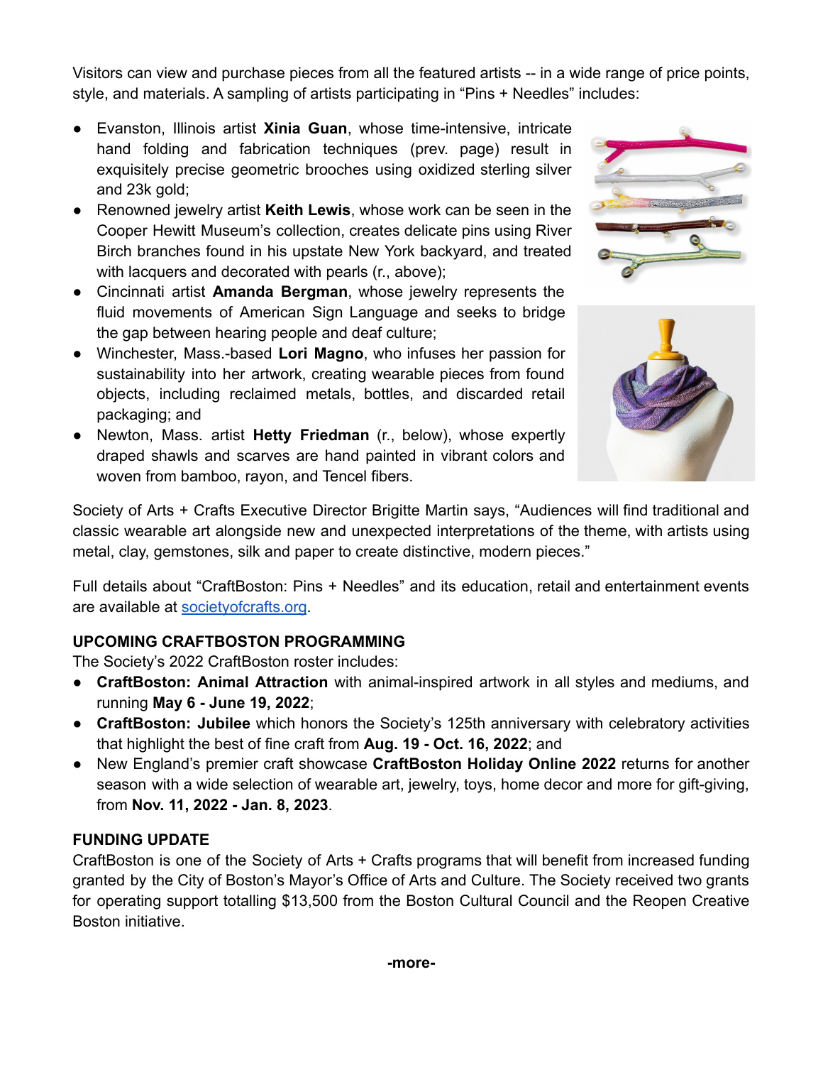Visitors can view and purchase pieces from all the featured artists -- in a wide range of price points, style, and materials. A sampling of artists participating in "Pins + Needles" includes:

- Evanston, Illinois artist **Xinia Guan**, whose time-intensive, intricate hand folding and fabrication techniques (prev. page) result in exquisitely precise geometric brooches using oxidized sterling silver and 23k gold;
- Renowned jewelry artist **Keith Lewis**, whose work can be seen in the Cooper Hewitt Museum's collection, creates delicate pins using River Birch branches found in his upstate New York backyard, and treated with lacquers and decorated with pearls (r., above);
- Cincinnati artist **Amanda Bergman**, whose jewelry represents the fluid movements of American Sign Language and seeks to bridge the gap between hearing people and deaf culture;
- Winchester, Mass.-based **Lori Magno**, who infuses her passion for sustainability into her artwork, creating wearable pieces from found objects, including reclaimed metals, bottles, and discarded retail packaging; and
- Newton, Mass. artist **Hetty Friedman** (r., below), whose expertly draped shawls and scarves are hand painted in vibrant colors and woven from bamboo, rayon, and Tencel fibers.

Society of Arts + Crafts Executive Director Brigitte Martin says, "Audiences will find traditional and classic wearable art alongside new and unexpected interpretations of the theme, with artists using metal, clay, gemstones, silk and paper to create distinctive, modern pieces."

Full details about "CraftBoston: Pins + Needles" and its education, retail and entertainment events are available at societyofcrafts.org.

**UPCOMING CRAFTBOSTON PROGRAMMING**

The Society's 2022 CraftBoston roster includes:

- **CraftBoston: Animal Attraction** with animal-inspired artwork in all styles and mediums, and running **May 6 - June 19, 2022**;
- **CraftBoston: Jubilee** which honors the Society's 125th anniversary with celebratory activities that highlight the best of fine craft from **Aug. 19 - Oct. 16, 2022**; and
- New England's premier craft showcase **CraftBoston Holiday Online 2022** returns for another season with a wide selection of wearable art, jewelry, toys, home decor and more for gift-giving, from **Nov. 11, 2022 - Jan. 8, 2023**.

**FUNDING UPDATE**

CraftBoston is one of the Society of Arts + Crafts programs that will benefit from increased funding granted by the City of Boston's Mayor's Office of Arts and Culture. The Society received two grants for operating support totalling $13,500 from the Boston Cultural Council and the Reopen Creative Boston initiative.

**-more-**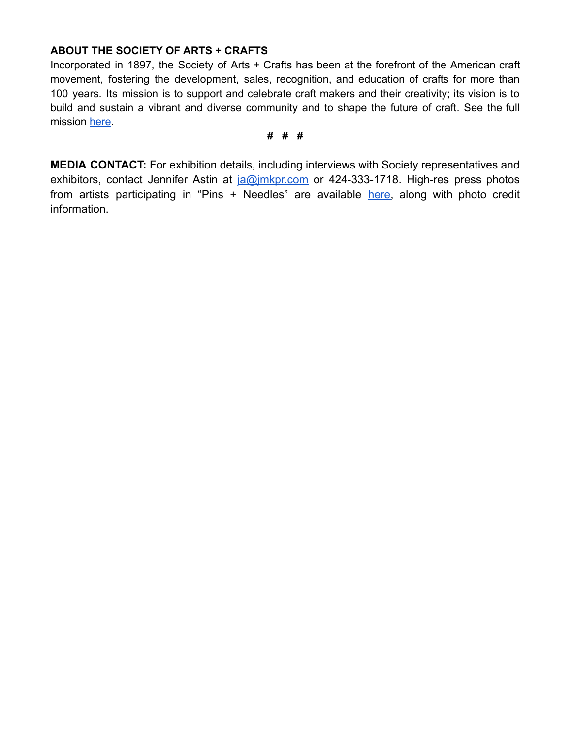**ABOUT THE SOCIETY OF ARTS + CRAFTS**

Incorporated in 1897, the Society of Arts + Crafts has been at the forefront of the American craft movement, fostering the development, sales, recognition, and education of crafts for more than 100 years. Its mission is to support and celebrate craft makers and their creativity; its vision is to build and sustain a vibrant and diverse community and to shape the future of craft. See the full mission here.

# # #

**MEDIA CONTACT:** For exhibition details, including interviews with Society representatives and exhibitors, contact Jennifer Astin at ja@jmkpr.com or 424-333-1718. High-res press photos from artists participating in “Pins + Needles” are available here, along with photo credit information.